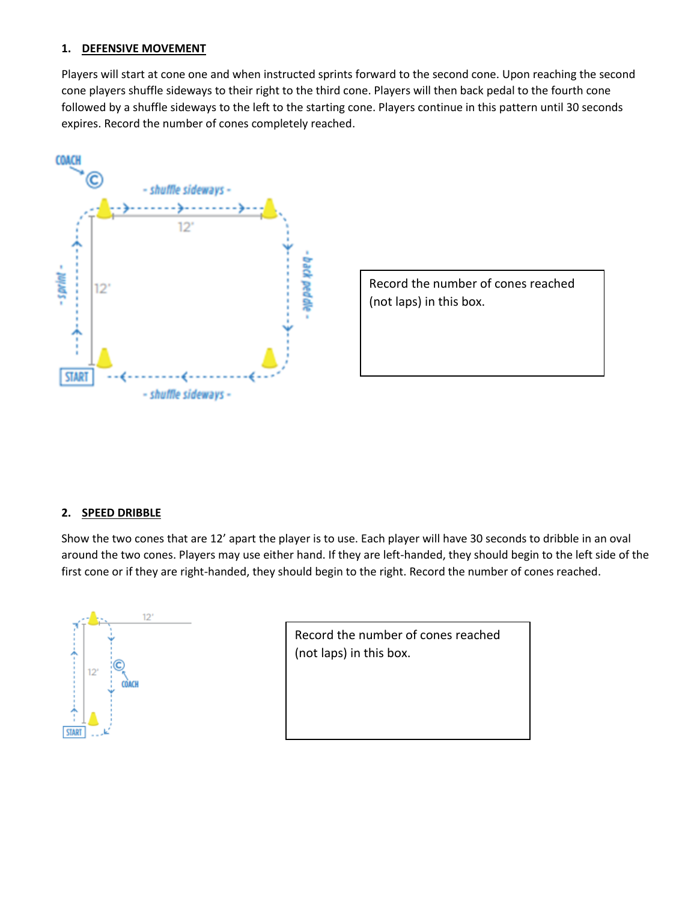1. **DEFENSIVE MOVEMENT**

Players will start at cone one and when instructed sprints forward to the second cone. Upon reaching the second cone players shuffle sideways to their right to the third cone. Players will then back pedal to the fourth cone followed by a shuffle sideways to the left to the starting cone. Players continue in this pattern until 30 seconds expires. Record the number of cones completely reached.

| Record the number of cones reached (not laps) in this box. |
|---|
| |

2. **SPEED DRIBBLE**

Show the two cones that are 12' apart the player is to use. Each player will have 30 seconds to dribble in an oval around the two cones. Players may use either hand. If they are left-handed, they should begin to the left side of the first cone or if they are right-handed, they should begin to the right. Record the number of cones reached.

| Record the number of cones reached (not laps) in this box. |
|---|
| |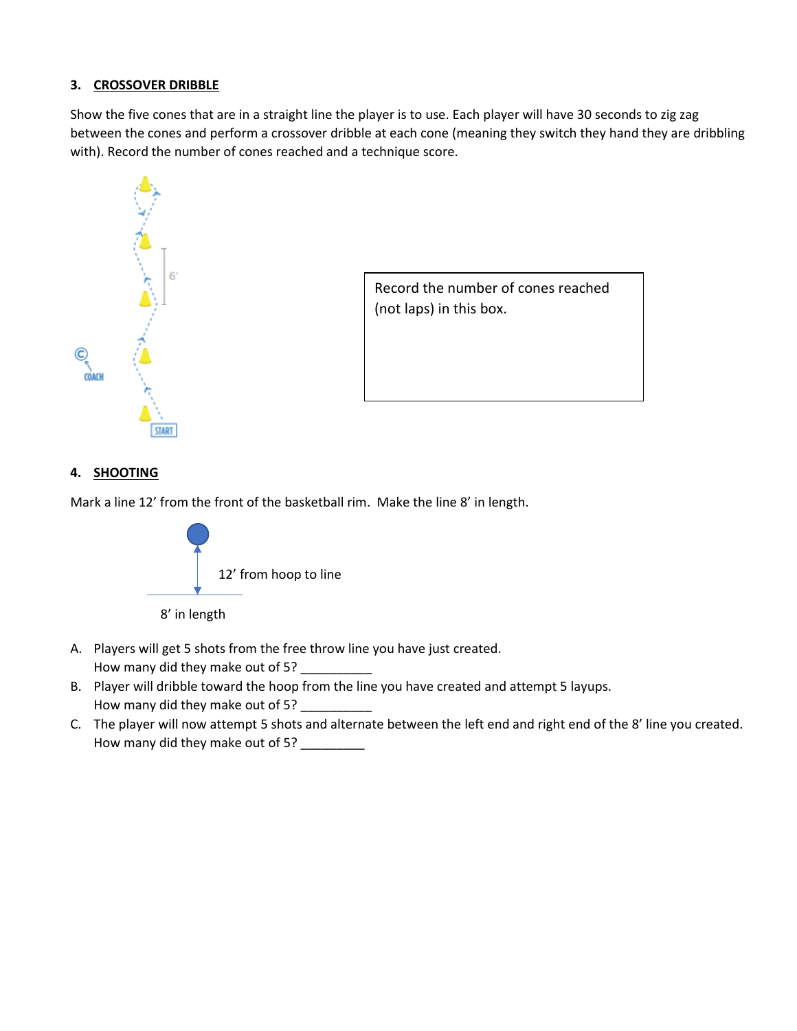**3. CROSSOVER DRIBBLE**

Show the five cones that are in a straight line the player is to use. Each player will have 30 seconds to zig zag between the cones and perform a crossover dribble at each cone (meaning they switch they hand they are dribbling with). Record the number of cones reached and a technique score.

6'

COACH

START

Record the number of cones reached (not laps) in this box.

**4. SHOOTING**

Mark a line 12' from the front of the basketball rim. Make the line 8' in length.

12' from hoop to line

8' in length

A. Players will get 5 shots from the free throw line you have just created.
   How many did they make out of 5? __________
B. Player will dribble toward the hoop from the line you have created and attempt 5 layups.
   How many did they make out of 5? __________
C. The player will now attempt 5 shots and alternate between the left end and right end of the 8' line you created.
   How many did they make out of 5? _________